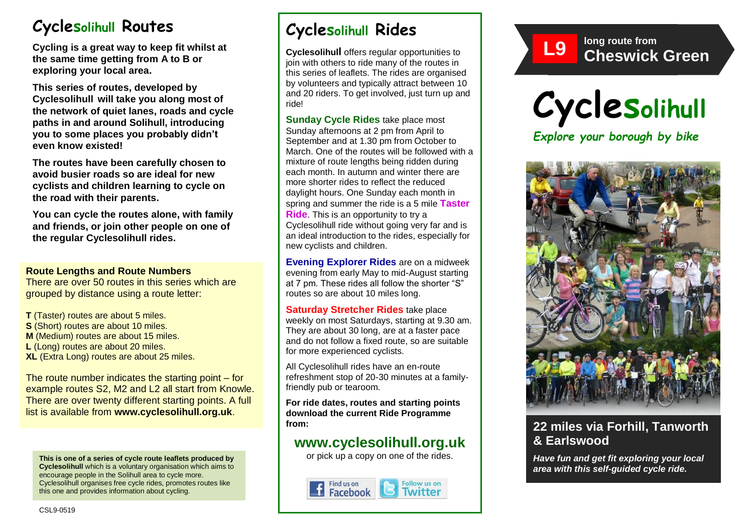# Cyclesolihull Routes

**Cycling is a great way to keep fit whilst at the same time getting from A to B or exploring your local area.**

**This series of routes, developed by Cyclesolihull will take you along most of the network of quiet lanes, roads and cycle paths in and around Solihull, introducing you to some places you probably didn't even know existed!**

**The routes have been carefully chosen to avoid busier roads so are ideal for new cyclists and children learning to cycle on the road with their parents.**

**You can cycle the routes alone, with family and friends, or join other people on one of the regular Cyclesolihull rides.**

### Route Lengths and Route Numbers

There are over 50 routes in this series which are grouped by distance using a route letter:

**T** (Taster) routes are about 5 miles.
**S** (Short) routes are about 10 miles.
**M** (Medium) routes are about 15 miles.
**L** (Long) routes are about 20 miles.
**XL** (Extra Long) routes are about 25 miles.

The route number indicates the starting point – for example routes S2, M2 and L2 all start from Knowle. There are over twenty different starting points. A full list is available from **www.cyclesolihull.org.uk**.

**This is one of a series of cycle route leaflets produced by Cyclesolihull** which is a voluntary organisation which aims to encourage people in the Solihull area to cycle more. Cyclesolihull organises free cycle rides, promotes routes like this one and provides information about cycling.

CSL9-0519

# Cyclesolihull Rides

**Cyclesolihull** offers regular opportunities to join with others to ride many of the routes in this series of leaflets. The rides are organised by volunteers and typically attract between 10 and 20 riders. To get involved, just turn up and ride!

**Sunday Cycle Rides** take place most Sunday afternoons at 2 pm from April to September and at 1.30 pm from October to March. One of the routes will be followed with a mixture of route lengths being ridden during each month. In autumn and winter there are more shorter rides to reflect the reduced daylight hours. One Sunday each month in spring and summer the ride is a 5 mile **Taster Ride**. This is an opportunity to try a Cyclesolihull ride without going very far and is an ideal introduction to the rides, especially for new cyclists and children.

**Evening Explorer Rides** are on a midweek evening from early May to mid-August starting at 7 pm. These rides all follow the shorter "S" routes so are about 10 miles long.

**Saturday Stretcher Rides** take place weekly on most Saturdays, starting at 9.30 am. They are about 30 long, are at a faster pace and do not follow a fixed route, so are suitable for more experienced cyclists.

All Cyclesolihull rides have an en-route refreshment stop of 20-30 minutes at a family-friendly pub or tearoom.

**For ride dates, routes and starting points download the current Ride Programme from:**

## www.cyclesolihull.org.uk

or pick up a copy on one of the rides.

Find us on Facebook | Follow us on Twitter

**L9** long route from **Cheswick Green**

# Cyclesolihull

*Explore your borough by bike*

## 22 miles via Forhill, Tanworth & Earlswood

***Have fun and get fit exploring your local area with this self-guided cycle ride.***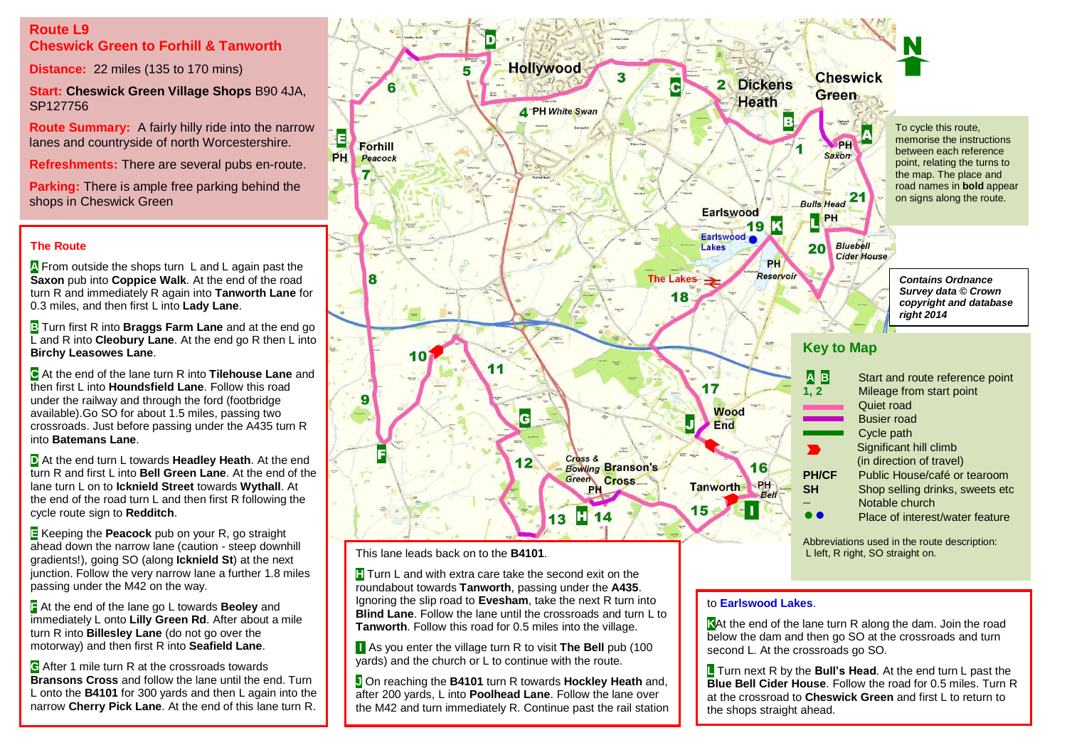## Route L9
## Cheswick Green to Forhill & Tanworth

**Distance:** 22 miles (135 to 170 mins)

**Start:** **Cheswick Green Village Shops** B90 4JA, SP127756

**Route Summary:** A fairly hilly ride into the narrow lanes and countryside of north Worcestershire.

**Refreshments:** There are several pubs en-route.

**Parking:** There is ample free parking behind the shops in Cheswick Green

### The Route

**A** From outside the shops turn L and L again past the **Saxon** pub into **Coppice Walk**. At the end of the road turn R and immediately R again into **Tanworth Lane** for 0.3 miles, and then first L into **Lady Lane**.

**B** Turn first R into **Braggs Farm Lane** and at the end go L and R into **Cleobury Lane**. At the end go R then L into **Birchy Leasowes Lane**.

**C** At the end of the lane turn R into **Tilehouse Lane** and then first L into **Houndsfield Lane**. Follow this road under the railway and through the ford (footbridge available).Go SO for about 1.5 miles, passing two crossroads. Just before passing under the A435 turn R into **Batemans Lane**.

**D** At the end turn L towards **Headley Heath**. At the end turn R and first L into **Bell Green Lane**. At the end of the lane turn L on to **Icknield Street** towards **Wythall**. At the end of the road turn L and then first R following the cycle route sign to **Redditch**.

**E** Keeping the **Peacock** pub on your R, go straight ahead down the narrow lane (caution - steep downhill gradients!), going SO (along **Icknield St**) at the next junction. Follow the very narrow lane a further 1.8 miles passing under the M42 on the way.

**F** At the end of the lane go L towards **Beoley** and immediately L onto **Lilly Green Rd**. After about a mile turn R into **Billesley Lane** (do not go over the motorway) and then first R into **Seafield Lane**.

**G** After 1 mile turn R at the crossroads towards **Bransons Cross** and follow the lane until the end. Turn L onto the **B4101** for 300 yards and then L again into the narrow **Cherry Pick Lane**. At the end of this lane turn R. This lane leads back on to the **B4101**.

**H** Turn L and with extra care take the second exit on the roundabout towards **Tanworth**, passing under the **A435**. Ignoring the slip road to **Evesham**, take the next R turn into **Blind Lane**. Follow the lane until the crossroads and turn L to **Tanworth**. Follow this road for 0.5 miles into the village.

**I** As you enter the village turn R to visit **The Bell** pub (100 yards) and the church or L to continue with the route.

**J** On reaching the **B4101** turn R towards **Hockley Heath** and, after 200 yards, L into **Poolhead Lane**. Follow the lane over the M42 and turn immediately R. Continue past the rail station to **Earlswood Lakes**.

**K** At the end of the lane turn R along the dam. Join the road below the dam and then go SO at the crossroads and turn second L. At the crossroads go SO.

**L** Turn next R by the **Bull's Head**. At the end turn L past the **Blue Bell Cider House**. Follow the road for 0.5 miles. Turn R at the crossroad to **Cheswick Green** and first L to return to the shops straight ahead.

To cycle this route, memorise the instructions between each reference point, relating the turns to the map. The place and road names in **bold** appear on signs along the route.

*Contains Ordnance Survey data © Crown copyright and database right 2014*

### Key to Map

| | |
|---|---|
| A B | Start and route reference point |
| 1, 2 | Mileage from start point |
| | Quiet road |
| | Busier road |
| | Cycle path |
| | Significant hill climb (in direction of travel) |
| PH/CF | Public House/café or tearoom |
| SH | Shop selling drinks, sweets etc |
| – | Notable church |
| ● ● | Place of interest/water feature |

Abbreviations used in the route description: L left, R right, SO straight on.